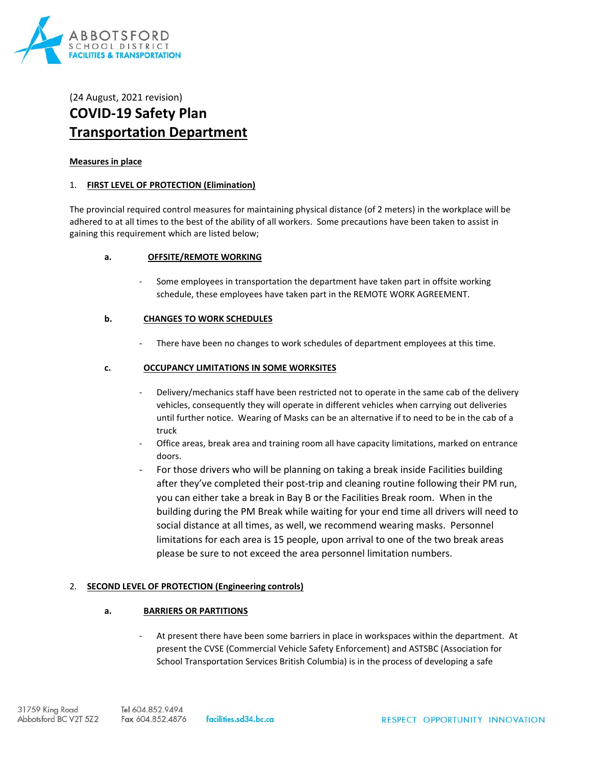(24 August, 2021 revision)

# COVID-19 Safety Plan
# Transportation Department

**Measures in place**

## 1. FIRST LEVEL OF PROTECTION (Elimination)

The provincial required control measures for maintaining physical distance (of 2 meters) in the workplace will be adhered to at all times to the best of the ability of all workers. Some precautions have been taken to assist in gaining this requirement which are listed below;

### a. OFFSITE/REMOTE WORKING

- Some employees in transportation the department have taken part in offsite working schedule, these employees have taken part in the REMOTE WORK AGREEMENT.

### b. CHANGES TO WORK SCHEDULES

- There have been no changes to work schedules of department employees at this time.

### c. OCCUPANCY LIMITATIONS IN SOME WORKSITES

- Delivery/mechanics staff have been restricted not to operate in the same cab of the delivery vehicles, consequently they will operate in different vehicles when carrying out deliveries until further notice. Wearing of Masks can be an alternative if to need to be in the cab of a truck
- Office areas, break area and training room all have capacity limitations, marked on entrance doors.
- For those drivers who will be planning on taking a break inside Facilities building after they've completed their post-trip and cleaning routine following their PM run, you can either take a break in Bay B or the Facilities Break room. When in the building during the PM Break while waiting for your end time all drivers will need to social distance at all times, as well, we recommend wearing masks. Personnel limitations for each area is 15 people, upon arrival to one of the two break areas please be sure to not exceed the area personnel limitation numbers.

## 2. SECOND LEVEL OF PROTECTION (Engineering controls)

### a. BARRIERS OR PARTITIONS

- At present there have been some barriers in place in workspaces within the department. At present the CVSE (Commercial Vehicle Safety Enforcement) and ASTSBC (Association for School Transportation Services British Columbia) is in the process of developing a safe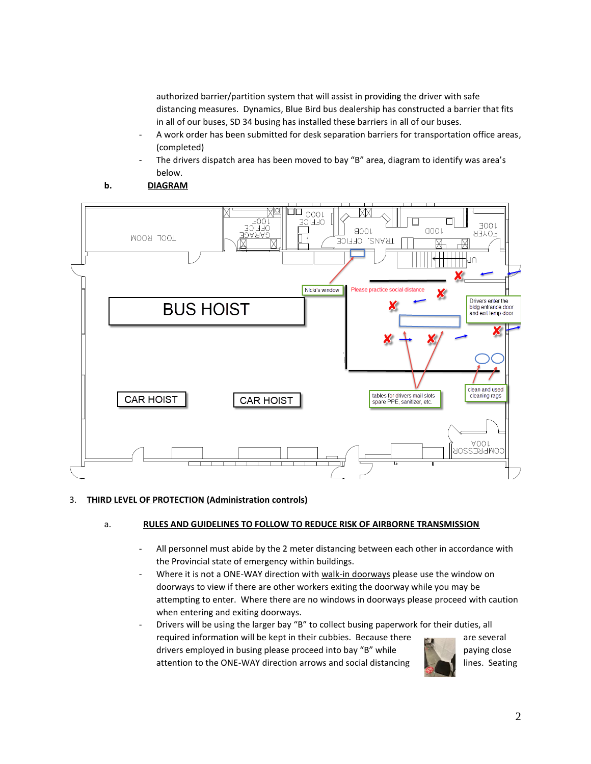authorized barrier/partition system that will assist in providing the driver with safe distancing measures. Dynamics, Blue Bird bus dealership has constructed a barrier that fits in all of our buses, SD 34 busing has installed these barriers in all of our buses.

- A work order has been submitted for desk separation barriers for transportation office areas, (completed)
- The drivers dispatch area has been moved to bay "B" area, diagram to identify was area's below.

**b.** **DIAGRAM**

3. **THIRD LEVEL OF PROTECTION (Administration controls)**

**a.** **RULES AND GUIDELINES TO FOLLOW TO REDUCE RISK OF AIRBORNE TRANSMISSION**

- All personnel must abide by the 2 meter distancing between each other in accordance with the Provincial state of emergency within buildings.
- Where it is not a ONE-WAY direction with walk-in doorways please use the window on doorways to view if there are other workers exiting the doorway while you may be attempting to enter. Where there are no windows in doorways please proceed with caution when entering and exiting doorways.
- Drivers will be using the larger bay "B" to collect busing paperwork for their duties, all required information will be kept in their cubbies. Because there are several drivers employed in busing please proceed into bay "B" while paying close attention to the ONE-WAY direction arrows and social distancing lines. Seating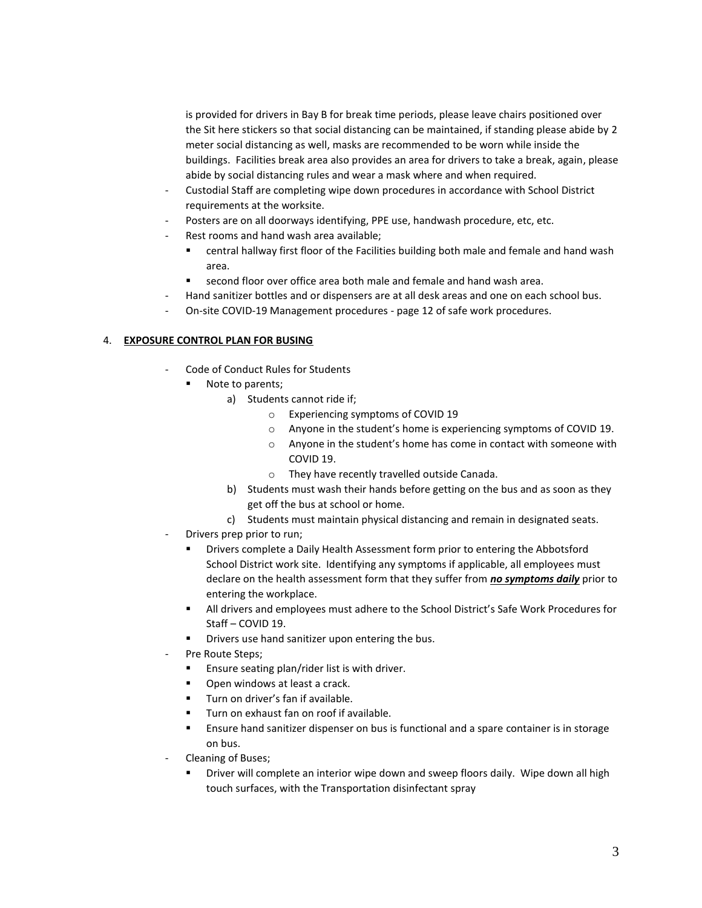is provided for drivers in Bay B for break time periods, please leave chairs positioned over the Sit here stickers so that social distancing can be maintained, if standing please abide by 2 meter social distancing as well, masks are recommended to be worn while inside the buildings. Facilities break area also provides an area for drivers to take a break, again, please abide by social distancing rules and wear a mask where and when required.

- Custodial Staff are completing wipe down procedures in accordance with School District requirements at the worksite.
- Posters are on all doorways identifying, PPE use, handwash procedure, etc, etc.
- Rest rooms and hand wash area available;
  - central hallway first floor of the Facilities building both male and female and hand wash area.
  - second floor over office area both male and female and hand wash area.
- Hand sanitizer bottles and or dispensers are at all desk areas and one on each school bus.
- On-site COVID-19 Management procedures - page 12 of safe work procedures.

4. **EXPOSURE CONTROL PLAN FOR BUSING**

- Code of Conduct Rules for Students
  - Note to parents;
    a) Students cannot ride if;
       - Experiencing symptoms of COVID 19
       - Anyone in the student's home is experiencing symptoms of COVID 19.
       - Anyone in the student's home has come in contact with someone with COVID 19.
       - They have recently travelled outside Canada.

    b) Students must wash their hands before getting on the bus and as soon as they get off the bus at school or home.

    c) Students must maintain physical distancing and remain in designated seats.
- Drivers prep prior to run;
  - Drivers complete a Daily Health Assessment form prior to entering the Abbotsford School District work site. Identifying any symptoms if applicable, all employees must declare on the health assessment form that they suffer from ***no symptoms daily*** prior to entering the workplace.
  - All drivers and employees must adhere to the School District's Safe Work Procedures for Staff – COVID 19.
  - Drivers use hand sanitizer upon entering the bus.
- Pre Route Steps;
  - Ensure seating plan/rider list is with driver.
  - Open windows at least a crack.
  - Turn on driver's fan if available.
  - Turn on exhaust fan on roof if available.
  - Ensure hand sanitizer dispenser on bus is functional and a spare container is in storage on bus.
- Cleaning of Buses;
  - Driver will complete an interior wipe down and sweep floors daily. Wipe down all high touch surfaces, with the Transportation disinfectant spray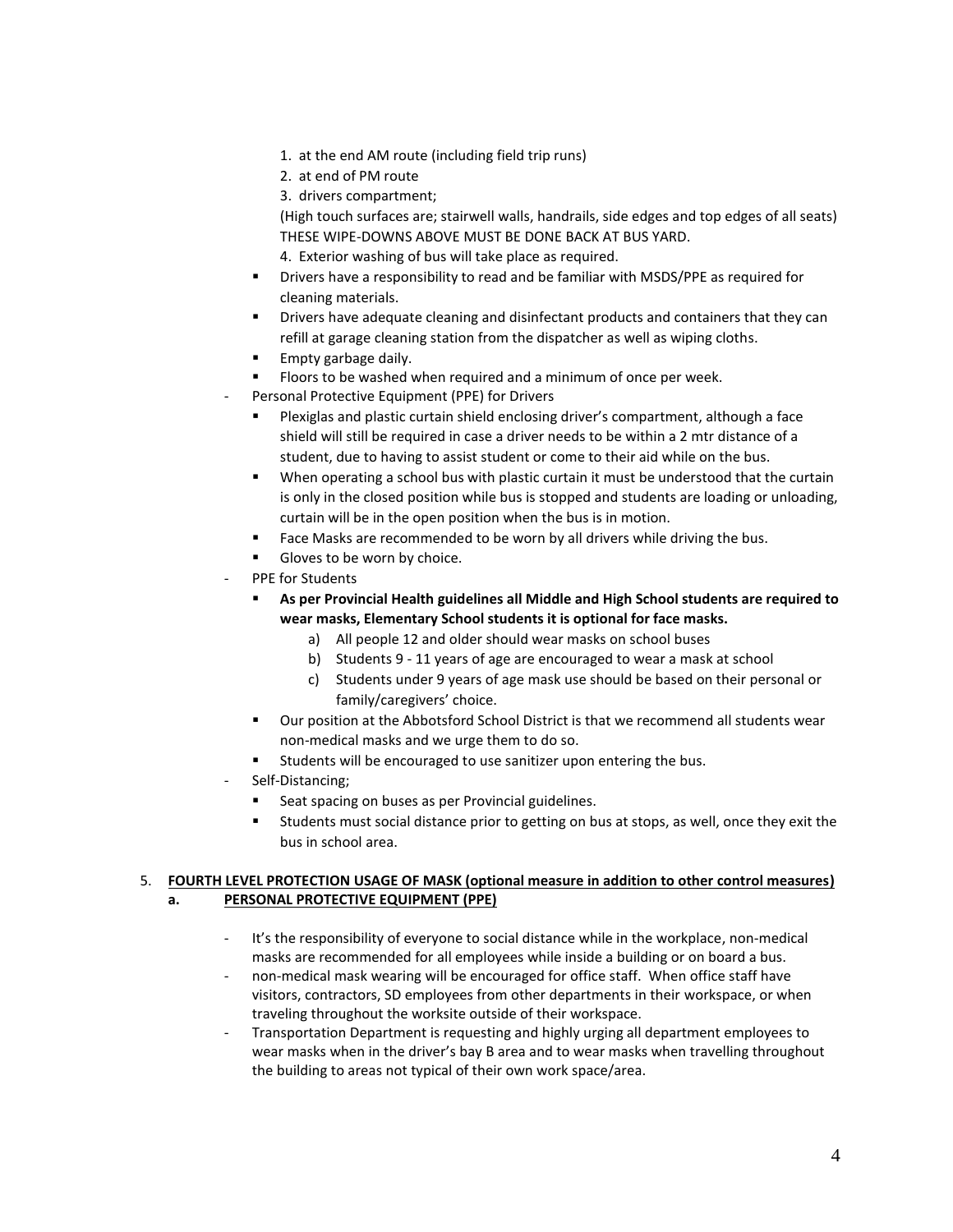1. at the end AM route (including field trip runs)
2. at end of PM route
3. drivers compartment;

(High touch surfaces are; stairwell walls, handrails, side edges and top edges of all seats) THESE WIPE-DOWNS ABOVE MUST BE DONE BACK AT BUS YARD.

4. Exterior washing of bus will take place as required.

- Drivers have a responsibility to read and be familiar with MSDS/PPE as required for cleaning materials.
- Drivers have adequate cleaning and disinfectant products and containers that they can refill at garage cleaning station from the dispatcher as well as wiping cloths.
- Empty garbage daily.
- Floors to be washed when required and a minimum of once per week.

- Personal Protective Equipment (PPE) for Drivers
  - Plexiglas and plastic curtain shield enclosing driver's compartment, although a face shield will still be required in case a driver needs to be within a 2 mtr distance of a student, due to having to assist student or come to their aid while on the bus.
  - When operating a school bus with plastic curtain it must be understood that the curtain is only in the closed position while bus is stopped and students are loading or unloading, curtain will be in the open position when the bus is in motion.
  - Face Masks are recommended to be worn by all drivers while driving the bus.
  - Gloves to be worn by choice.
- PPE for Students
  - **As per Provincial Health guidelines all Middle and High School students are required to wear masks, Elementary School students it is optional for face masks.**
    a) All people 12 and older should wear masks on school buses
    b) Students 9 - 11 years of age are encouraged to wear a mask at school
    c) Students under 9 years of age mask use should be based on their personal or family/caregivers' choice.
  - Our position at the Abbotsford School District is that we recommend all students wear non-medical masks and we urge them to do so.
  - Students will be encouraged to use sanitizer upon entering the bus.
- Self-Distancing;
  - Seat spacing on buses as per Provincial guidelines.
  - Students must social distance prior to getting on bus at stops, as well, once they exit the bus in school area.

5. **FOURTH LEVEL PROTECTION USAGE OF MASK (optional measure in addition to other control measures)**

**a. PERSONAL PROTECTIVE EQUIPMENT (PPE)**

- It's the responsibility of everyone to social distance while in the workplace, non-medical masks are recommended for all employees while inside a building or on board a bus.
- non-medical mask wearing will be encouraged for office staff. When office staff have visitors, contractors, SD employees from other departments in their workspace, or when traveling throughout the worksite outside of their workspace.
- Transportation Department is requesting and highly urging all department employees to wear masks when in the driver's bay B area and to wear masks when travelling throughout the building to areas not typical of their own work space/area.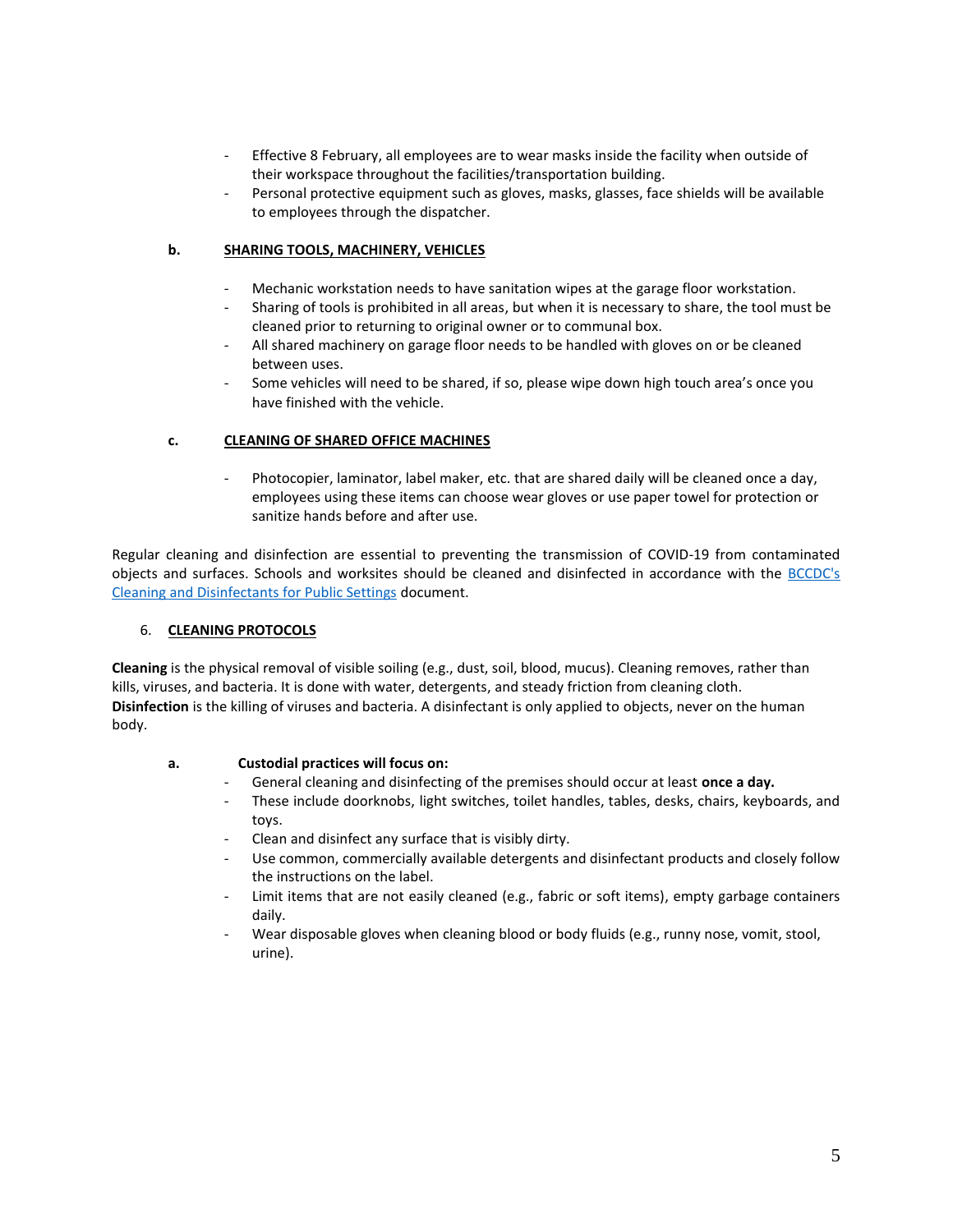- Effective 8 February, all employees are to wear masks inside the facility when outside of their workspace throughout the facilities/transportation building.
- Personal protective equipment such as gloves, masks, glasses, face shields will be available to employees through the dispatcher.

**b. SHARING TOOLS, MACHINERY, VEHICLES**

- Mechanic workstation needs to have sanitation wipes at the garage floor workstation.
- Sharing of tools is prohibited in all areas, but when it is necessary to share, the tool must be cleaned prior to returning to original owner or to communal box.
- All shared machinery on garage floor needs to be handled with gloves on or be cleaned between uses.
- Some vehicles will need to be shared, if so, please wipe down high touch area's once you have finished with the vehicle.

**c. CLEANING OF SHARED OFFICE MACHINES**

- Photocopier, laminator, label maker, etc. that are shared daily will be cleaned once a day, employees using these items can choose wear gloves or use paper towel for protection or sanitize hands before and after use.

Regular cleaning and disinfection are essential to preventing the transmission of COVID-19 from contaminated objects and surfaces. Schools and worksites should be cleaned and disinfected in accordance with the BCCDC's Cleaning and Disinfectants for Public Settings document.

## 6. CLEANING PROTOCOLS

**Cleaning** is the physical removal of visible soiling (e.g., dust, soil, blood, mucus). Cleaning removes, rather than kills, viruses, and bacteria. It is done with water, detergents, and steady friction from cleaning cloth.
**Disinfection** is the killing of viruses and bacteria. A disinfectant is only applied to objects, never on the human body.

**a. Custodial practices will focus on:**

- General cleaning and disinfecting of the premises should occur at least **once a day.**
- These include doorknobs, light switches, toilet handles, tables, desks, chairs, keyboards, and toys.
- Clean and disinfect any surface that is visibly dirty.
- Use common, commercially available detergents and disinfectant products and closely follow the instructions on the label.
- Limit items that are not easily cleaned (e.g., fabric or soft items), empty garbage containers daily.
- Wear disposable gloves when cleaning blood or body fluids (e.g., runny nose, vomit, stool, urine).